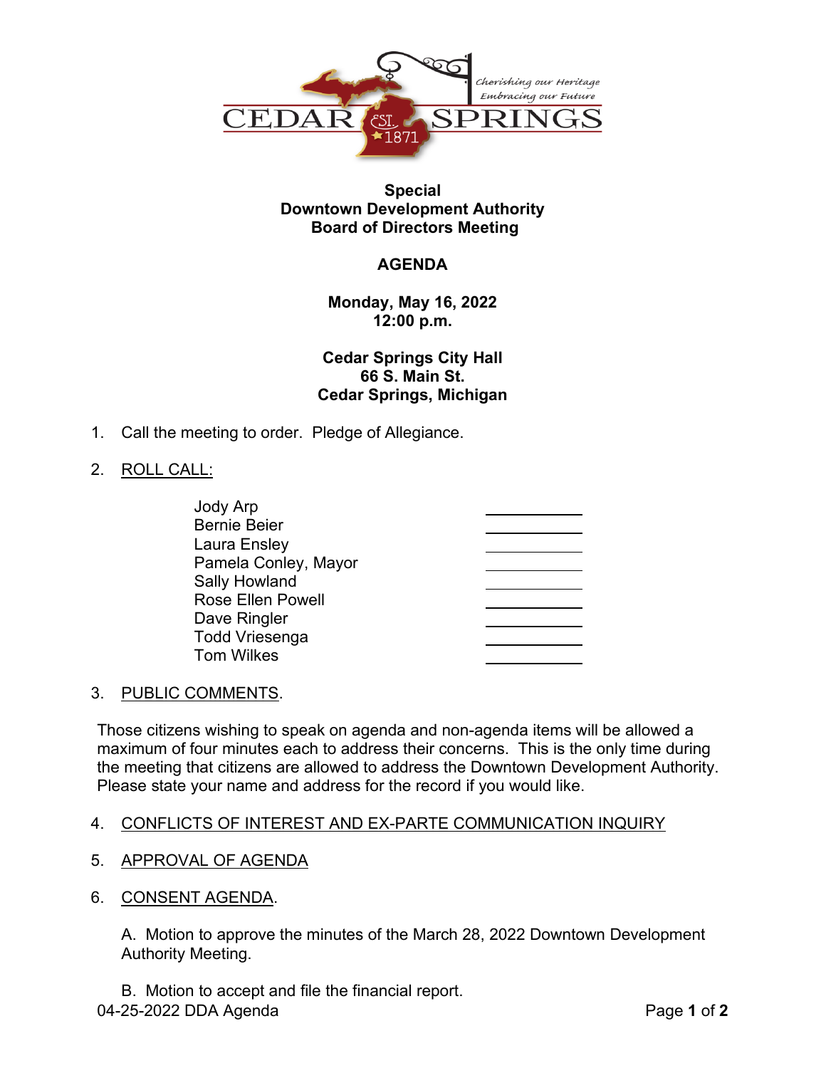**Special**
**Downtown Development Authority**
**Board of Directors Meeting**

**AGENDA**

**Monday, May 16, 2022**
**12:00 p.m.**

**Cedar Springs City Hall**
**66 S. Main St.**
**Cedar Springs, Michigan**

1. Call the meeting to order. Pledge of Allegiance.

2. ROLL CALL:

| | |
|---|---|
| Jody Arp | ______ |
| Bernie Beier | ______ |
| Laura Ensley | ______ |
| Pamela Conley, Mayor | ______ |
| Sally Howland | ______ |
| Rose Ellen Powell | ______ |
| Dave Ringler | ______ |
| Todd Vriesenga | ______ |
| Tom Wilkes | ______ |

3. PUBLIC COMMENTS.

Those citizens wishing to speak on agenda and non-agenda items will be allowed a maximum of four minutes each to address their concerns. This is the only time during the meeting that citizens are allowed to address the Downtown Development Authority. Please state your name and address for the record if you would like.

4. CONFLICTS OF INTEREST AND EX-PARTE COMMUNICATION INQUIRY

5. APPROVAL OF AGENDA

6. CONSENT AGENDA.

   A. Motion to approve the minutes of the March 28, 2022 Downtown Development Authority Meeting.

   B. Motion to accept and file the financial report.

04-25-2022 DDA Agenda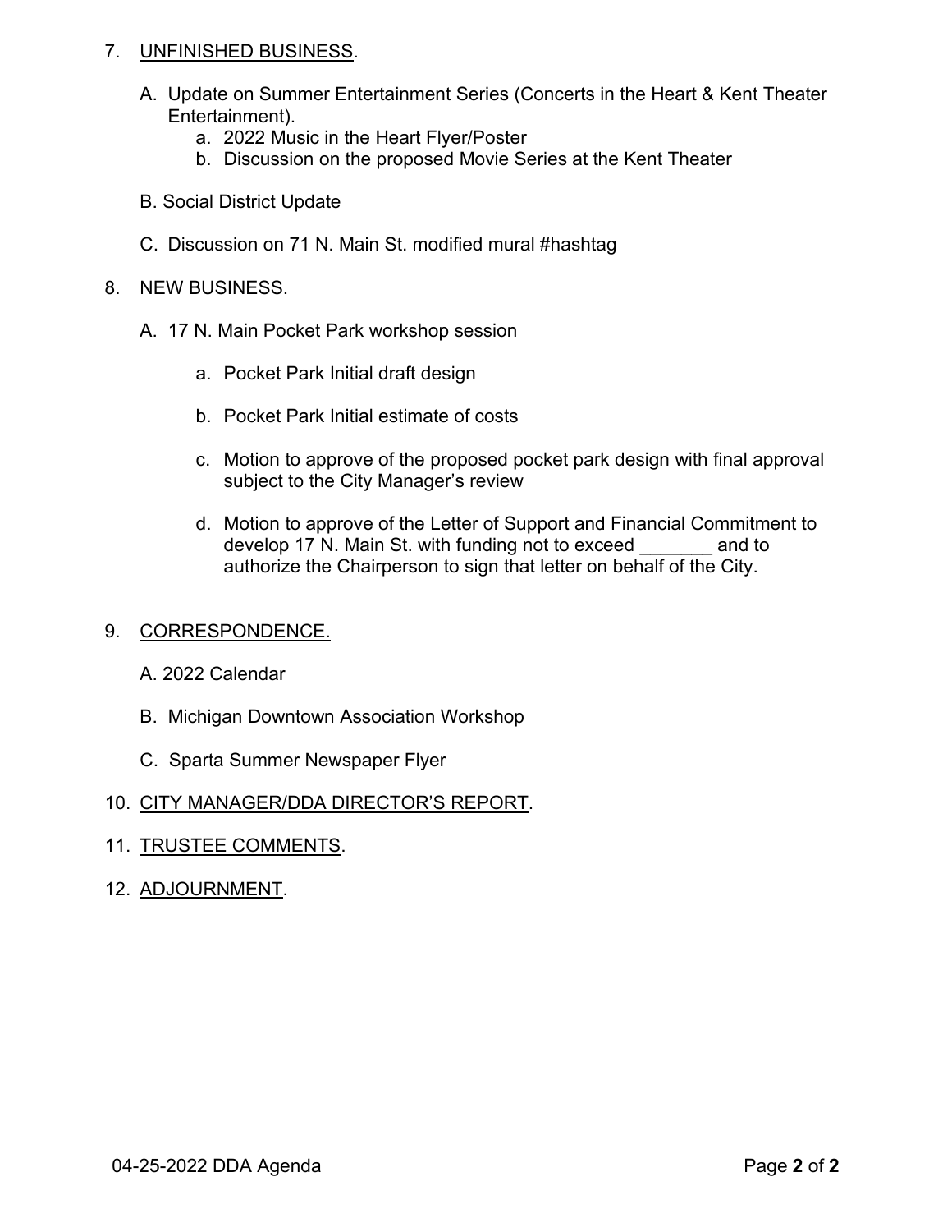7. <u>UNFINISHED BUSINESS</u>.

   A. Update on Summer Entertainment Series (Concerts in the Heart & Kent Theater Entertainment).
      a. 2022 Music in the Heart Flyer/Poster
      b. Discussion on the proposed Movie Series at the Kent Theater

   B. Social District Update

   C. Discussion on 71 N. Main St. modified mural #hashtag

8. <u>NEW BUSINESS</u>.

   A. 17 N. Main Pocket Park workshop session

      a. Pocket Park Initial draft design

      b. Pocket Park Initial estimate of costs

      c. Motion to approve of the proposed pocket park design with final approval subject to the City Manager's review

      d. Motion to approve of the Letter of Support and Financial Commitment to develop 17 N. Main St. with funding not to exceed _______ and to authorize the Chairperson to sign that letter on behalf of the City.

9. <u>CORRESPONDENCE.</u>

   A. 2022 Calendar

   B. Michigan Downtown Association Workshop

   C. Sparta Summer Newspaper Flyer

10. <u>CITY MANAGER/DDA DIRECTOR'S REPORT</u>.

11. <u>TRUSTEE COMMENTS</u>.

12. <u>ADJOURNMENT</u>.